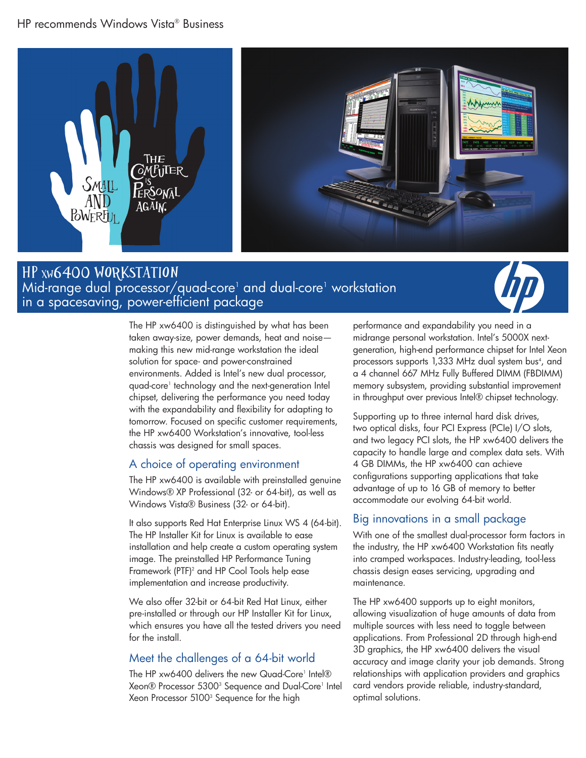HP recommends Windows Vista® Business

# HP xw6400 Workstation

## Mid-range dual processor/quad-core[1] and dual-core[1] workstation in a spacesaving, power-efficient package

The HP xw6400 is distinguished by what has been taken away-size, power demands, heat and noise—making this new mid-range workstation the ideal solution for space- and power-constrained environments. Added is Intel's new dual processor, quad-core[1] technology and the next-generation Intel chipset, delivering the performance you need today with the expandability and flexibility for adapting to tomorrow. Focused on specific customer requirements, the HP xw6400 Workstation's innovative, tool-less chassis was designed for small spaces.

### A choice of operating environment

The HP xw6400 is available with preinstalled genuine Windows® XP Professional (32- or 64-bit), as well as Windows Vista® Business (32- or 64-bit).

It also supports Red Hat Enterprise Linux WS 4 (64-bit). The HP Installer Kit for Linux is available to ease installation and help create a custom operating system image. The preinstalled HP Performance Tuning Framework (PTF)[2] and HP Cool Tools help ease implementation and increase productivity.

We also offer 32-bit or 64-bit Red Hat Linux, either pre-installed or through our HP Installer Kit for Linux, which ensures you have all the tested drivers you need for the install.

### Meet the challenges of a 64-bit world

The HP xw6400 delivers the new Quad-Core[1] Intel® Xeon® Processor 5300[3] Sequence and Dual-Core[1] Intel Xeon Processor 5100[3] Sequence for the high performance and expandability you need in a midrange personal workstation. Intel's 5000X next-generation, high-end performance chipset for Intel Xeon processors supports 1,333 MHz dual system bus[4], and a 4 channel 667 MHz Fully Buffered DIMM (FBDIMM) memory subsystem, providing substantial improvement in throughput over previous Intel® chipset technology.

Supporting up to three internal hard disk drives, two optical disks, four PCI Express (PCIe) I/O slots, and two legacy PCI slots, the HP xw6400 delivers the capacity to handle large and complex data sets. With 4 GB DIMMs, the HP xw6400 can achieve configurations supporting applications that take advantage of up to 16 GB of memory to better accommodate our evolving 64-bit world.

### Big innovations in a small package

With one of the smallest dual-processor form factors in the industry, the HP xw6400 Workstation fits neatly into cramped workspaces. Industry-leading, tool-less chassis design eases servicing, upgrading and maintenance.

The HP xw6400 supports up to eight monitors, allowing visualization of huge amounts of data from multiple sources with less need to toggle between applications. From Professional 2D through high-end 3D graphics, the HP xw6400 delivers the visual accuracy and image clarity your job demands. Strong relationships with application providers and graphics card vendors provide reliable, industry-standard, optimal solutions.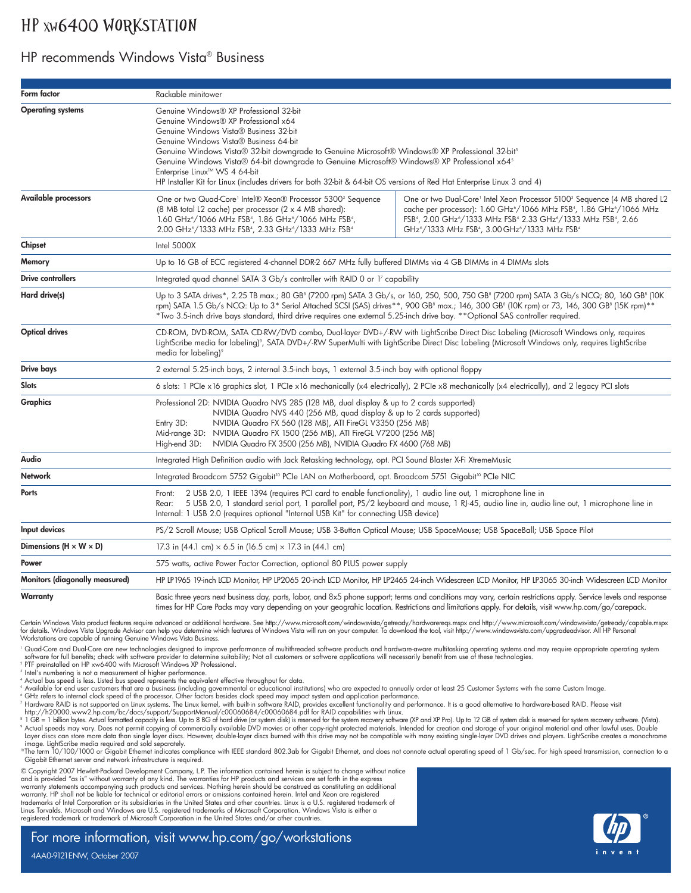# HP xw6400 Workstation

## HP recommends Windows Vista® Business

| | | |
|---|---|---|
| **Form factor** | Rackable minitower | |
| **Operating systems** | Genuine Windows® XP Professional 32-bit<br>Genuine Windows® XP Professional x64<br>Genuine Windows Vista® Business 32-bit<br>Genuine Windows Vista® Business 64-bit<br>Genuine Windows Vista® 32-bit downgrade to Genuine Microsoft® Windows® XP Professional 32-bit[5]<br>Genuine Windows Vista® 64-bit downgrade to Genuine Microsoft® Windows® XP Professional x64[5]<br>Enterprise Linux™ WS 4 64-bit<br>HP Installer Kit for Linux (includes drivers for both 32-bit & 64-bit OS versions of Red Hat Enterprise Linux 3 and 4) | |
| **Available processors** | One or two Quad-Core[1] Intel® Xeon® Processor 5300[3] Sequence (8 MB total L2 cache) per processor (2 x 4 MB shared): 1.60 GHz[6]/1066 MHz FSB[4], 1.86 GHz[6]/1066 MHz FSB[4], 2.00 GHz[6]/1333 MHz FSB[4], 2.33 GHz[6]/1333 MHz FSB[4] | One or two Dual-Core[1] Intel Xeon Processor 5100[3] Sequence (4 MB shared L2 cache per processor): 1.60 GHz[6]/1066 MHz FSB[4], 1.86 GHz[6]/1066 MHz FSB[4], 2.00 GHz[6]/1333 MHz FSB[4] 2.33 GHz[6]/1333 MHz FSB[4], 2.66 GHz[6]/1333 MHz FSB[4], 3.00 GHz[6]/1333 MHz FSB[4] |
| **Chipset** | Intel 5000X | |
| **Memory** | Up to 16 GB of ECC registered 4-channel DDR-2 667 MHz fully buffered DIMMs via 4 GB DIMMs in 4 DIMMs slots | |
| **Drive controllers** | Integrated quad channel SATA 3 Gb/s controller with RAID 0 or 1[7] capability | |
| **Hard drive(s)** | Up to 3 SATA drives*, 2.25 TB max.; 80 GB[8] (7200 rpm) SATA 3 Gb/s, or 160, 250, 500, 750 GB[8] (7200 rpm) SATA 3 Gb/s NCQ; 80, 160 GB[8] (10K rpm) SATA 1.5 Gb/s NCQ: Up to 3* Serial Attached SCSI (SAS) drives**, 900 GB[8] max.; 146, 300 GB[8] (10K rpm) or 73, 146, 300 GB[8] (15K rpm)**<br>*Two 3.5-inch drive bays standard, third drive requires one external 5.25-inch drive bay. **Optional SAS controller required. | |
| **Optical drives** | CD-ROM, DVD-ROM, SATA CD-RW/DVD combo, Dual-layer DVD+/-RW with LightScribe Direct Disc Labeling (Microsoft Windows only, requires LightScribe media for labeling)[9], SATA DVD+/-RW SuperMulti with LightScribe Direct Disc Labeling (Microsoft Windows only, requires LightScribe media for labeling)[9] | |
| **Drive bays** | 2 external 5.25-inch bays, 2 internal 3.5-inch bays, 1 external 3.5-inch bay with optional floppy | |
| **Slots** | 6 slots: 1 PCIe x16 graphics slot, 1 PCIe x16 mechanically (x4 electrically), 2 PCIe x8 mechanically (x4 electrically), and 2 legacy PCI slots | |
| **Graphics** | Professional 2D: NVIDIA Quadro NVS 285 (128 MB, dual display & up to 2 cards supported)<br>NVIDIA Quadro NVS 440 (256 MB, quad display & up to 2 cards supported)<br>Entry 3D: NVIDIA Quadro FX 560 (128 MB), ATI FireGL V3350 (256 MB)<br>Mid-range 3D: NVIDIA Quadro FX 1500 (256 MB), ATI FireGL V7200 (256 MB)<br>High-end 3D: NVIDIA Quadro FX 3500 (256 MB), NVIDIA Quadro FX 4600 (768 MB) | |
| **Audio** | Integrated High Definition audio with Jack Retasking technology, opt. PCI Sound Blaster X-Fi XtremeMusic | |
| **Network** | Integrated Broadcom 5752 Gigabit[10] PCIe LAN on Motherboard, opt. Broadcom 5751 Gigabit[10] PCIe NIC | |
| **Ports** | Front: 2 USB 2.0, 1 IEEE 1394 (requires PCI card to enable functionality), 1 audio line out, 1 microphone line in<br>Rear: 5 USB 2.0, 1 standard serial port, 1 parallel port, PS/2 keyboard and mouse, 1 RJ-45, audio line in, audio line out, 1 microphone line in<br>Internal: 1 USB 2.0 (requires optional "Internal USB Kit" for connecting USB device) | |
| **Input devices** | PS/2 Scroll Mouse; USB Optical Scroll Mouse; USB 3-Button Optical Mouse; USB SpaceMouse; USB SpaceBall; USB Space Pilot | |
| **Dimensions (H × W × D)** | 17.3 in (44.1 cm) × 6.5 in (16.5 cm) × 17.3 in (44.1 cm) | |
| **Power** | 575 watts, active Power Factor Correction, optional 80 PLUS power supply | |
| **Monitors (diagonally measured)** | HP LP1965 19-inch LCD Monitor, HP LP2065 20-inch LCD Monitor, HP LP2465 24-inch Widescreen LCD Monitor, HP LP3065 30-inch Widescreen LCD Monitor | |
| **Warranty** | Basic three years next business day, parts, labor, and 8x5 phone support; terms and conditions may vary, certain restrictions apply. Service levels and response times for HP Care Packs may vary depending on your geograhic location. Restrictions and limitations apply. For details, visit www.hp.com/go/carepack. | |

Certain Windows Vista product features require advanced or additional hardware. See http://www.microsoft.com/windowsvista/getready/hardwarereqs.mspx and http://www.microsoft.com/windowsvista/getready/capable.mspx for details. Windows Vista Upgrade Advisor can help you determine which features of Windows Vista will run on your computer. To download the tool, visit http://www.windowsvista.com/upgradeadvisor. All HP Personal Workstations are capable of running Genuine Windows Vista Business.

[1] Quad-Core and Dual-Core are new technologies designed to improve performance of multithreaded software products and hardware-aware multitasking operating systems and may require appropriate operating system software for full benefits; check with software provider to determine suitability; Not all customers or software applications will necessarily benefit from use of these technologies.
[2] PTF preinstalled on HP xw6400 with Microsoft Windows XP Professional.
[3] Intel's numbering is not a measurement of higher performance.
[4] Actual bus speed is less. Listed bus speed represents the equivalent effective throughput for data.
[5] Available for end user customers that are a business (including governmental or educational institutions) who are expected to annually order at least 25 Customer Systems with the same Custom Image.
[6] GHz refers to internal clock speed of the processor. Other factors besides clock speed may impact system and application performance.
[7] Hardware RAID is not supported on Linux systems. The Linux kernel, with built-in software RAID, provides excellent functionality and performance. It is a good alternative to hardware-based RAID. Please visit http://h20000.www2.hp.com/bc/docs/support/SupportManual/c00060684/c00060684.pdf for RAID capabilities with Linux.
[8] 1 GB = 1 billion bytes. Actual formatted capacity is less. Up to 8 BG of hard drive (or system disk) is reserved for the system recovery software (XP and XP Pro). Up to 12 GB of system disk is reserved for system recovery software. (Vista).
[9] Actual speeds may vary. Does not permit copying of commercially available DVD movies or other copy-right protected materials. Intended for creation and storage of your original material and other lawful uses. Double Layer discs can store more data than single layer discs. However, double-layer discs burned with this drive may not be compatible with many existing single-layer DVD drives and players. LightScribe creates a monochrome image. LightScribe media required and sold separately.
[10] The term 10/100/1000 or Gigabit Ethernet indicates compliance with IEEE standard 802.3ab for Gigabit Ethernet, and does not connote actual operating speed of 1 Gb/sec. For high speed transmission, connection to a Gigabit Ethernet server and network infrastructure is required.

© Copyright 2007 Hewlett-Packard Development Company, L.P. The information contained herein is subject to change without notice and is provided "as is" without warranty of any kind. The warranties for HP products and services are set forth in the express warranty statements accompanying such products and services. Nothing herein should be construed as constituting an additional warranty. HP shall not be liable for technical or editorial errors or omissions contained herein. Intel and Xeon are registered trademarks of Intel Corporation or its subsidiaries in the United States and other countries. Linux is a U.S. registered trademark of Linus Torvalds. Microsoft and Windows are U.S. registered trademarks of Microsoft Corporation. Windows Vista is either a registered trademark or trademark of Microsoft Corporation in the United States and/or other countries.

For more information, visit www.hp.com/go/workstations

4AA0-9121ENW, October 2007

invent